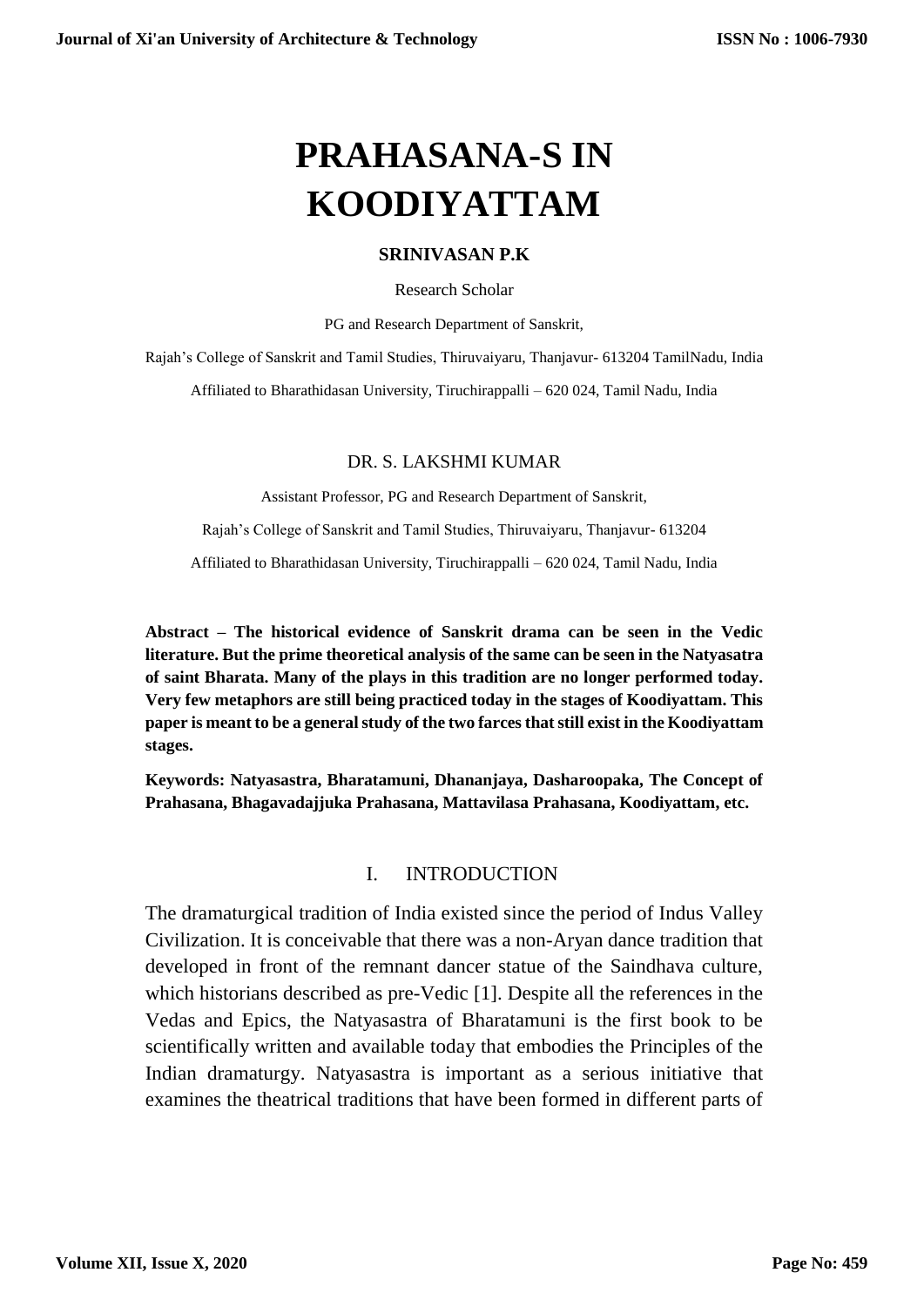# PRAHASANA-S IN KOODIYATTAM

**SRINIVASAN P.K**

Research Scholar

PG and Research Department of Sanskrit,

Rajah's College of Sanskrit and Tamil Studies, Thiruvaiyaru, Thanjavur- 613204 TamilNadu, India

Affiliated to Bharathidasan University, Tiruchirappalli – 620 024, Tamil Nadu, India

DR. S. LAKSHMI KUMAR

Assistant Professor, PG and Research Department of Sanskrit,

Rajah's College of Sanskrit and Tamil Studies, Thiruvaiyaru, Thanjavur- 613204

Affiliated to Bharathidasan University, Tiruchirappalli – 620 024, Tamil Nadu, India

**Abstract – The historical evidence of Sanskrit drama can be seen in the Vedic literature. But the prime theoretical analysis of the same can be seen in the Natyasatra of saint Bharata. Many of the plays in this tradition are no longer performed today. Very few metaphors are still being practiced today in the stages of Koodiyattam. This paper is meant to be a general study of the two farces that still exist in the Koodiyattam stages.**

**Keywords: Natyasastra, Bharatamuni, Dhananjaya, Dasharoopaka, The Concept of Prahasana, Bhagavadajjuka Prahasana, Mattavilasa Prahasana, Koodiyattam, etc.**

## I. INTRODUCTION

The dramaturgical tradition of India existed since the period of Indus Valley Civilization. It is conceivable that there was a non-Aryan dance tradition that developed in front of the remnant dancer statue of the Saindhava culture, which historians described as pre-Vedic [1]. Despite all the references in the Vedas and Epics, the Natyasastra of Bharatamuni is the first book to be scientifically written and available today that embodies the Principles of the Indian dramaturgy. Natyasastra is important as a serious initiative that examines the theatrical traditions that have been formed in different parts of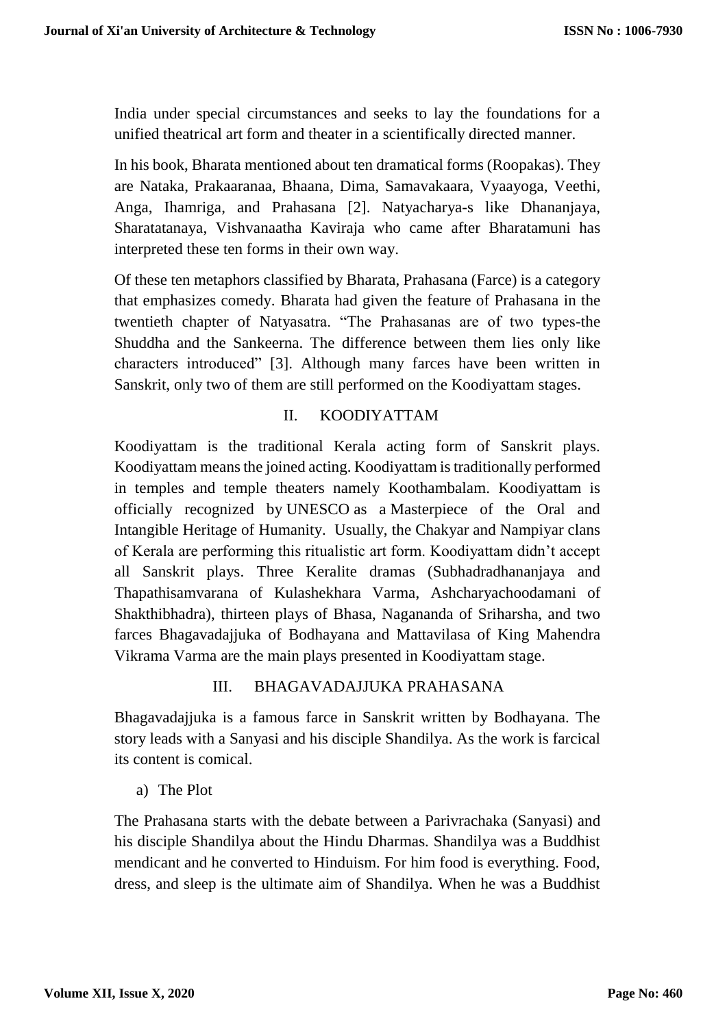India under special circumstances and seeks to lay the foundations for a unified theatrical art form and theater in a scientifically directed manner.

In his book, Bharata mentioned about ten dramatical forms (Roopakas). They are Nataka, Prakaaranaa, Bhaana, Dima, Samavakaara, Vyaayoga, Veethi, Anga, Ihamriga, and Prahasana [2]. Natyacharya-s like Dhananjaya, Sharatatanaya, Vishvanaatha Kaviraja who came after Bharatamuni has interpreted these ten forms in their own way.

Of these ten metaphors classified by Bharata, Prahasana (Farce) is a category that emphasizes comedy. Bharata had given the feature of Prahasana in the twentieth chapter of Natyasatra. "The Prahasanas are of two types-the Shuddha and the Sankeerna. The difference between them lies only like characters introduced" [3]. Although many farces have been written in Sanskrit, only two of them are still performed on the Koodiyattam stages.

## II. KOODIYATTAM

Koodiyattam is the traditional Kerala acting form of Sanskrit plays. Koodiyattam means the joined acting. Koodiyattam is traditionally performed in temples and temple theaters namely Koothambalam. Koodiyattam is officially recognized by UNESCO as a Masterpiece of the Oral and Intangible Heritage of Humanity. Usually, the Chakyar and Nampiyar clans of Kerala are performing this ritualistic art form. Koodiyattam didn't accept all Sanskrit plays. Three Keralite dramas (Subhadradhananjaya and Thapathisamvarana of Kulashekhara Varma, Ashcharyachoodamani of Shakthibhadra), thirteen plays of Bhasa, Nagananda of Sriharsha, and two farces Bhagavadajjuka of Bodhayana and Mattavilasa of King Mahendra Vikrama Varma are the main plays presented in Koodiyattam stage.

## III. BHAGAVADAJJUKA PRAHASANA

Bhagavadajjuka is a famous farce in Sanskrit written by Bodhayana. The story leads with a Sanyasi and his disciple Shandilya. As the work is farcical its content is comical.

a) The Plot

The Prahasana starts with the debate between a Parivrachaka (Sanyasi) and his disciple Shandilya about the Hindu Dharmas. Shandilya was a Buddhist mendicant and he converted to Hinduism. For him food is everything. Food, dress, and sleep is the ultimate aim of Shandilya. When he was a Buddhist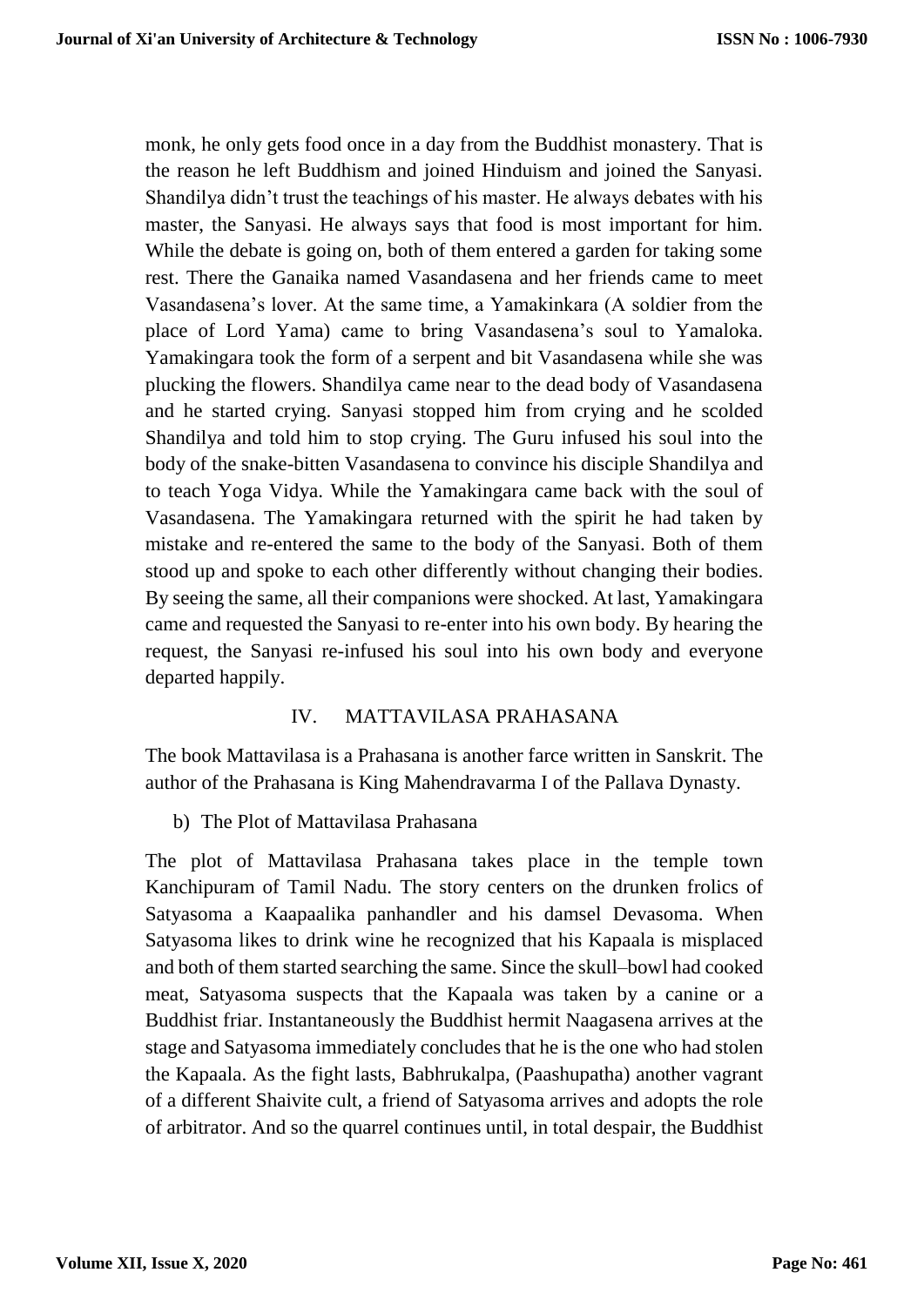monk, he only gets food once in a day from the Buddhist monastery. That is the reason he left Buddhism and joined Hinduism and joined the Sanyasi. Shandilya didn't trust the teachings of his master. He always debates with his master, the Sanyasi. He always says that food is most important for him. While the debate is going on, both of them entered a garden for taking some rest. There the Ganaika named Vasandasena and her friends came to meet Vasandasena's lover. At the same time, a Yamakinkara (A soldier from the place of Lord Yama) came to bring Vasandasena's soul to Yamaloka. Yamakingara took the form of a serpent and bit Vasandasena while she was plucking the flowers. Shandilya came near to the dead body of Vasandasena and he started crying. Sanyasi stopped him from crying and he scolded Shandilya and told him to stop crying. The Guru infused his soul into the body of the snake-bitten Vasandasena to convince his disciple Shandilya and to teach Yoga Vidya. While the Yamakingara came back with the soul of Vasandasena. The Yamakingara returned with the spirit he had taken by mistake and re-entered the same to the body of the Sanyasi. Both of them stood up and spoke to each other differently without changing their bodies. By seeing the same, all their companions were shocked. At last, Yamakingara came and requested the Sanyasi to re-enter into his own body. By hearing the request, the Sanyasi re-infused his soul into his own body and everyone departed happily.

## IV. MATTAVILASA PRAHASANA

The book Mattavilasa is a Prahasana is another farce written in Sanskrit. The author of the Prahasana is King Mahendravarma I of the Pallava Dynasty.

### b) The Plot of Mattavilasa Prahasana

The plot of Mattavilasa Prahasana takes place in the temple town Kanchipuram of Tamil Nadu. The story centers on the drunken frolics of Satyasoma a Kaapaalika panhandler and his damsel Devasoma. When Satyasoma likes to drink wine he recognized that his Kapaala is misplaced and both of them started searching the same. Since the skull–bowl had cooked meat, Satyasoma suspects that the Kapaala was taken by a canine or a Buddhist friar. Instantaneously the Buddhist hermit Naagasena arrives at the stage and Satyasoma immediately concludes that he is the one who had stolen the Kapaala. As the fight lasts, Babhrukalpa, (Paashupatha) another vagrant of a different Shaivite cult, a friend of Satyasoma arrives and adopts the role of arbitrator. And so the quarrel continues until, in total despair, the Buddhist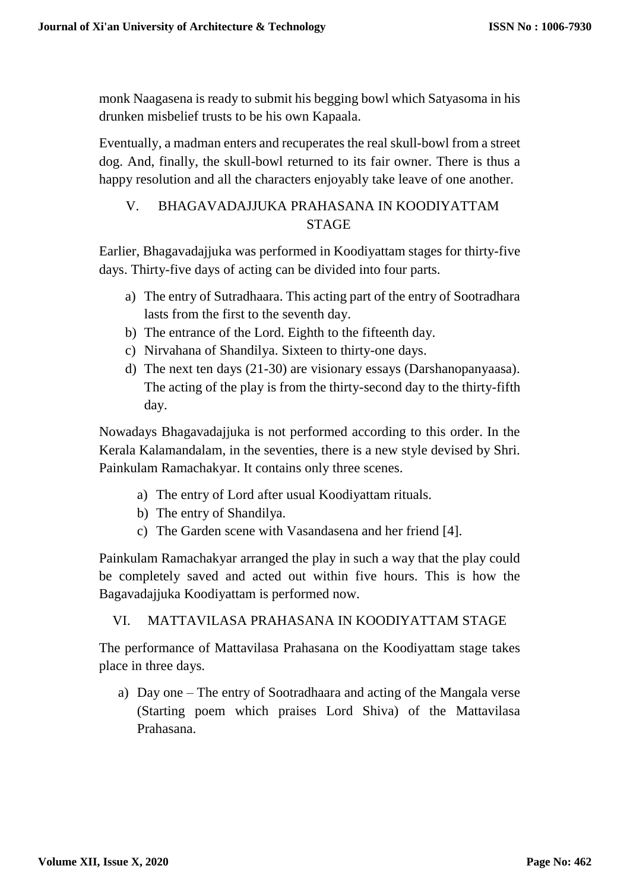monk Naagasena is ready to submit his begging bowl which Satyasoma in his drunken misbelief trusts to be his own Kapaala.

Eventually, a madman enters and recuperates the real skull-bowl from a street dog. And, finally, the skull-bowl returned to its fair owner. There is thus a happy resolution and all the characters enjoyably take leave of one another.

## V. BHAGAVADAJJUKA PRAHASANA IN KOODIYATTAM STAGE

Earlier, Bhagavadajjuka was performed in Koodiyattam stages for thirty-five days. Thirty-five days of acting can be divided into four parts.

a) The entry of Sutradhaara. This acting part of the entry of Sootradhara lasts from the first to the seventh day.
b) The entrance of the Lord. Eighth to the fifteenth day.
c) Nirvahana of Shandilya. Sixteen to thirty-one days.
d) The next ten days (21-30) are visionary essays (Darshanopanyaasa). The acting of the play is from the thirty-second day to the thirty-fifth day.

Nowadays Bhagavadajjuka is not performed according to this order. In the Kerala Kalamandalam, in the seventies, there is a new style devised by Shri. Painkulam Ramachakyar. It contains only three scenes.

a) The entry of Lord after usual Koodiyattam rituals.
b) The entry of Shandilya.
c) The Garden scene with Vasandasena and her friend [4].

Painkulam Ramachakyar arranged the play in such a way that the play could be completely saved and acted out within five hours. This is how the Bagavadajjuka Koodiyattam is performed now.

## VI. MATTAVILASA PRAHASANA IN KOODIYATTAM STAGE

The performance of Mattavilasa Prahasana on the Koodiyattam stage takes place in three days.

a) Day one – The entry of Sootradhaara and acting of the Mangala verse (Starting poem which praises Lord Shiva) of the Mattavilasa Prahasana.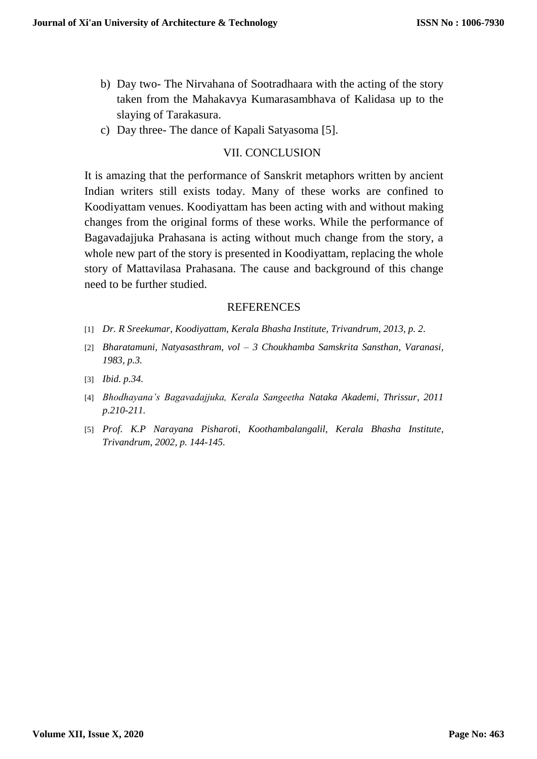b) Day two- The Nirvahana of Sootradhaara with the acting of the story taken from the Mahakavya Kumarasambhava of Kalidasa up to the slaying of Tarakasura.
c) Day three- The dance of Kapali Satyasoma [5].

## VII. CONCLUSION

It is amazing that the performance of Sanskrit metaphors written by ancient Indian writers still exists today. Many of these works are confined to Koodiyattam venues. Koodiyattam has been acting with and without making changes from the original forms of these works. While the performance of Bagavadajjuka Prahasana is acting without much change from the story, a whole new part of the story is presented in Koodiyattam, replacing the whole story of Mattavilasa Prahasana. The cause and background of this change need to be further studied.

## REFERENCES

[1] *Dr. R Sreekumar, Koodiyattam, Kerala Bhasha Institute, Trivandrum, 2013, p. 2.*

[2] *Bharatamuni, Natyasasthram, vol – 3 Choukhamba Samskrita Sansthan, Varanasi, 1983, p.3.*

[3] *Ibid. p.34.*

[4] *Bhodhayana's Bagavadajjuka, Kerala Sangeetha Nataka Akademi, Thrissur, 2011 p.210-211.*

[5] *Prof. K.P Narayana Pisharoti, Koothambalangalil, Kerala Bhasha Institute, Trivandrum, 2002, p. 144-145.*